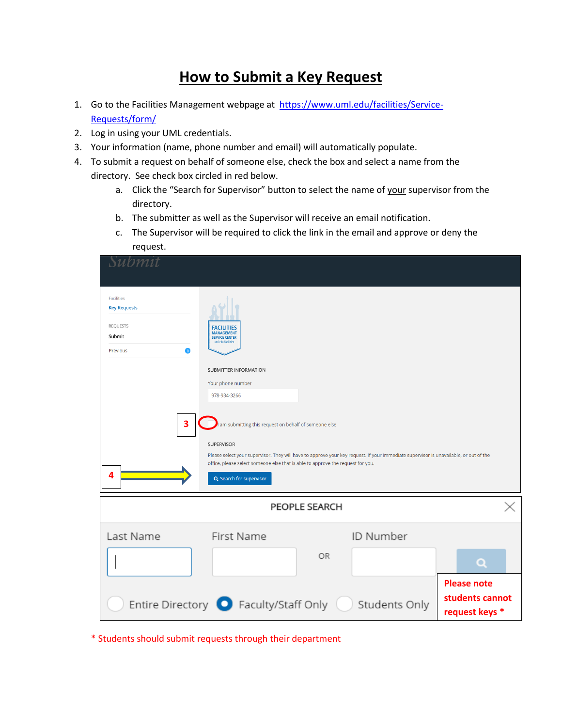# How to Submit a Key Request

1. Go to the Facilities Management webpage at https://www.uml.edu/facilities/Service-Requests/form/
2. Log in using your UML credentials.
3. Your information (name, phone number and email) will automatically populate.
4. To submit a request on behalf of someone else, check the box and select a name from the directory. See check box circled in red below.
   a. Click the "Search for Supervisor" button to select the name of your supervisor from the directory.
   b. The submitter as well as the Supervisor will receive an email notification.
   c. The Supervisor will be required to click the link in the email and approve or deny the request.

Submit

Facilities
Key Requests

REQUESTS
Submit
Previous 0

SUBMITTER INFORMATION

Your phone number
978-934-3266

3 — I am submitting this request on behalf of someone else

SUPERVISOR

Please select your supervisor. They will have to approve your key request. If your immediate supervisor is unavailable, or out of the office, please select someone else that is able to approve the request for you.

4 — Search for supervisor

PEOPLE SEARCH

Last Name | First Name | OR | ID Number

Entire Directory | Faculty/Staff Only | Students Only

**Please note students cannot request keys \***

\* Students should submit requests through their department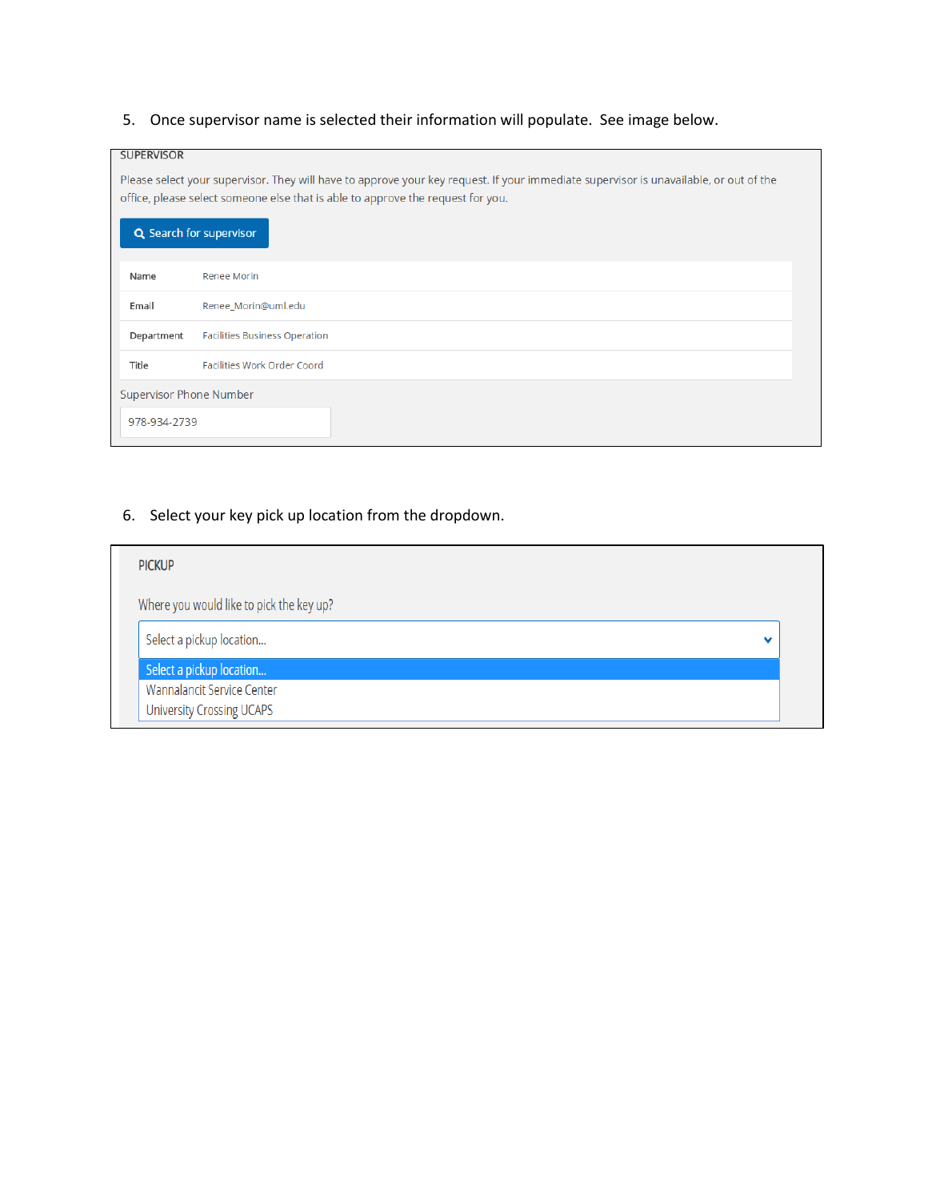5. Once supervisor name is selected their information will populate. See image below.

SUPERVISOR

Please select your supervisor. They will have to approve your key request. If your immediate supervisor is unavailable, or out of the office, please select someone else that is able to approve the request for you.

Search for supervisor

| Name | Renee Morin |
| --- | --- |
| Email | Renee_Morin@uml.edu |
| Department | Facilities Business Operation |
| Title | Facilities Work Order Coord |

Supervisor Phone Number

978-934-2739

6. Select your key pick up location from the dropdown.

PICKUP

Where you would like to pick the key up?

Select a pickup location...

- Select a pickup location...
- Wannalancit Service Center
- University Crossing UCAPS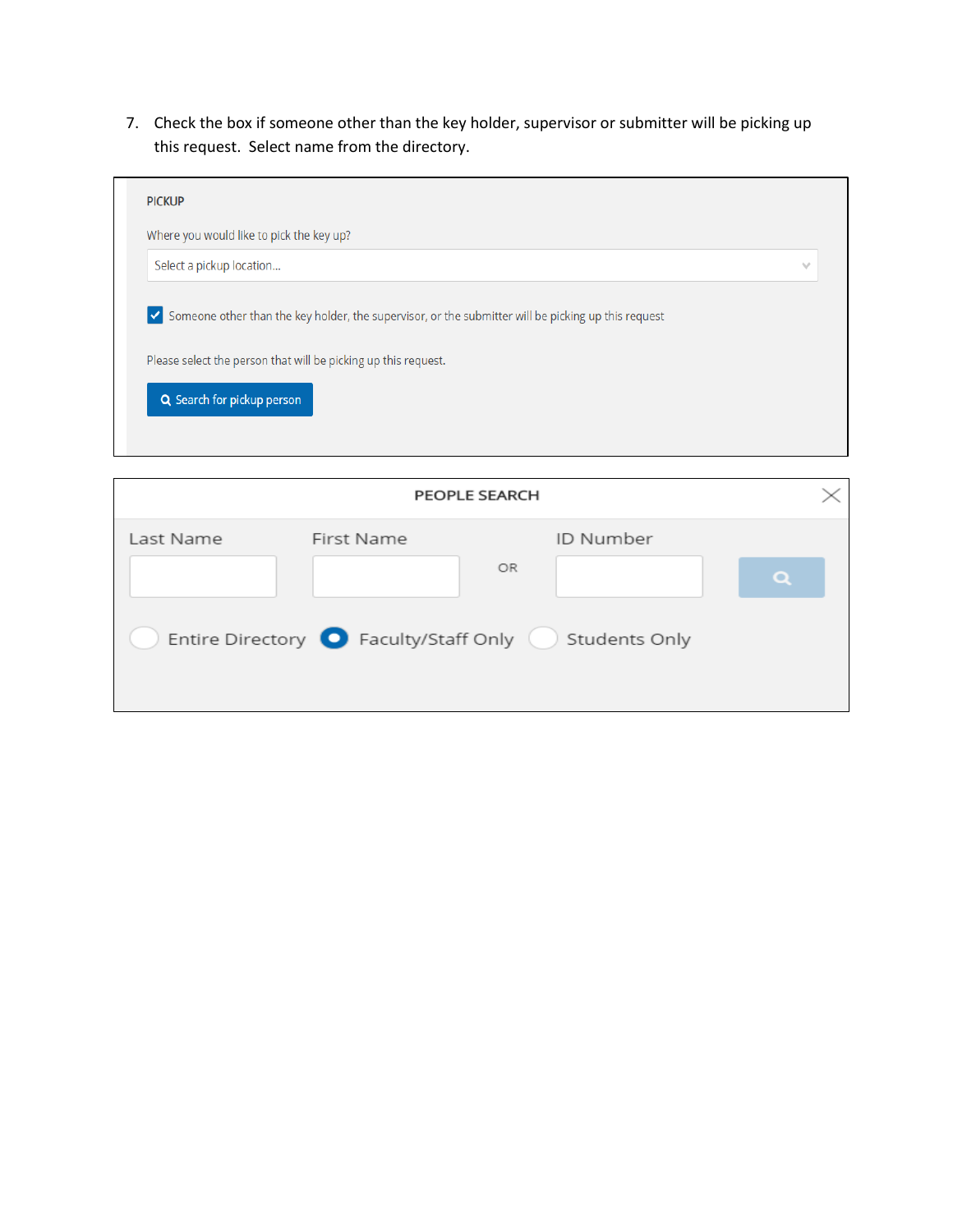7. Check the box if someone other than the key holder, supervisor or submitter will be picking up this request. Select name from the directory.

PICKUP

Where you would like to pick the key up?

Select a pickup location...

☑ Someone other than the key holder, the supervisor, or the submitter will be picking up this request

Please select the person that will be picking up this request.

Search for pickup person

PEOPLE SEARCH

Last Name | First Name | OR | ID Number

○ Entire Directory ● Faculty/Staff Only ○ Students Only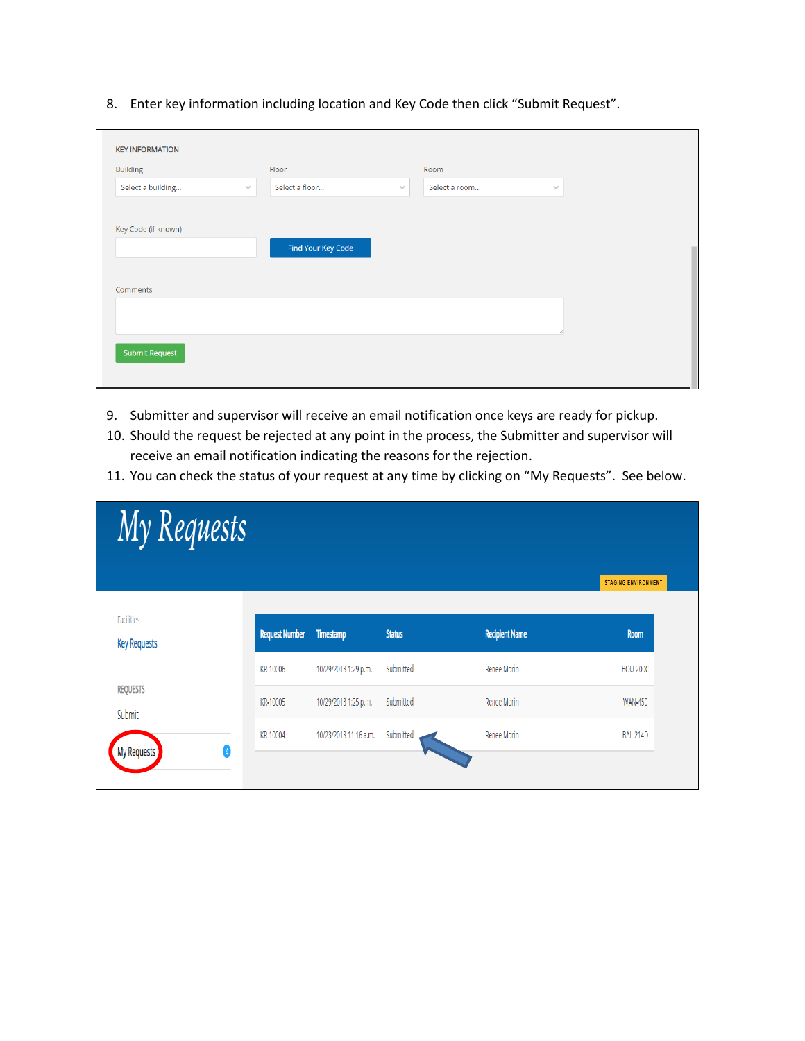8. Enter key information including location and Key Code then click "Submit Request".

KEY INFORMATION

Building
Select a building...

Floor
Select a floor...

Room
Select a room...

Key Code (if known)

Find Your Key Code

Comments

Submit Request

9. Submitter and supervisor will receive an email notification once keys are ready for pickup.
10. Should the request be rejected at any point in the process, the Submitter and supervisor will receive an email notification indicating the reasons for the rejection.
11. You can check the status of your request at any time by clicking on "My Requests". See below.

My Requests

STAGING ENVIRONMENT

Facilities
Key Requests

REQUESTS
Submit
My Requests 4

| Request Number | Timestamp | Status | Recipient Name | Room |
| --- | --- | --- | --- | --- |
| KR-10006 | 10/29/2018 1:29 p.m. | Submitted | Renee Morin | BOU-200C |
| KR-10005 | 10/29/2018 1:25 p.m. | Submitted | Renee Morin | WAN-450 |
| KR-10004 | 10/23/2018 11:16 a.m. | Submitted | Renee Morin | BAL-214D |